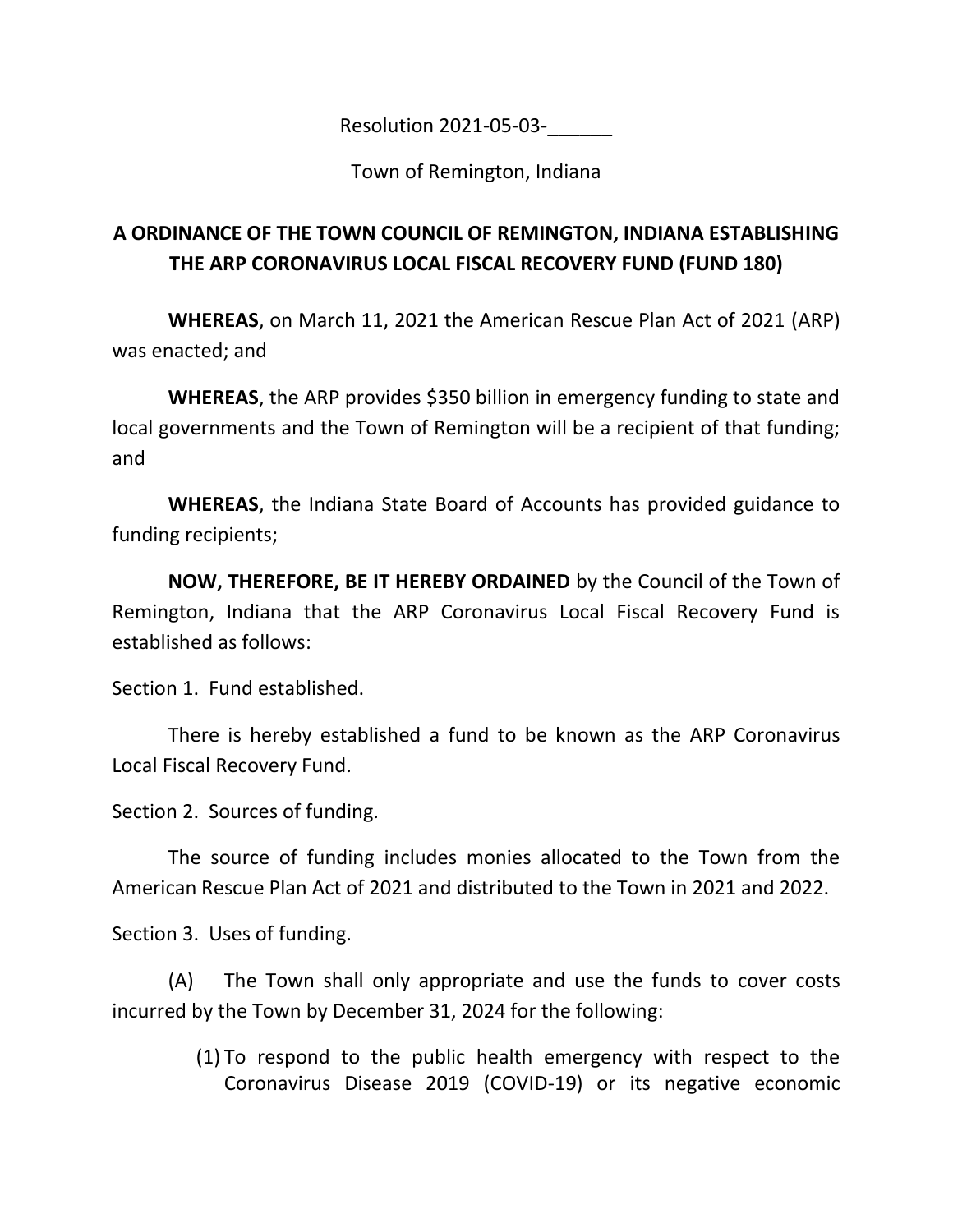Resolution 2021-05-03-______

Town of Remington, Indiana

# A ORDINANCE OF THE TOWN COUNCIL OF REMINGTON, INDIANA ESTABLISHING THE ARP CORONAVIRUS LOCAL FISCAL RECOVERY FUND (FUND 180)

**WHEREAS**, on March 11, 2021 the American Rescue Plan Act of 2021 (ARP) was enacted; and

**WHEREAS**, the ARP provides $350 billion in emergency funding to state and local governments and the Town of Remington will be a recipient of that funding; and

**WHEREAS**, the Indiana State Board of Accounts has provided guidance to funding recipients;

**NOW, THEREFORE, BE IT HEREBY ORDAINED** by the Council of the Town of Remington, Indiana that the ARP Coronavirus Local Fiscal Recovery Fund is established as follows:

Section 1. Fund established.

There is hereby established a fund to be known as the ARP Coronavirus Local Fiscal Recovery Fund.

Section 2. Sources of funding.

The source of funding includes monies allocated to the Town from the American Rescue Plan Act of 2021 and distributed to the Town in 2021 and 2022.

Section 3. Uses of funding.

(A) The Town shall only appropriate and use the funds to cover costs incurred by the Town by December 31, 2024 for the following:

(1) To respond to the public health emergency with respect to the Coronavirus Disease 2019 (COVID-19) or its negative economic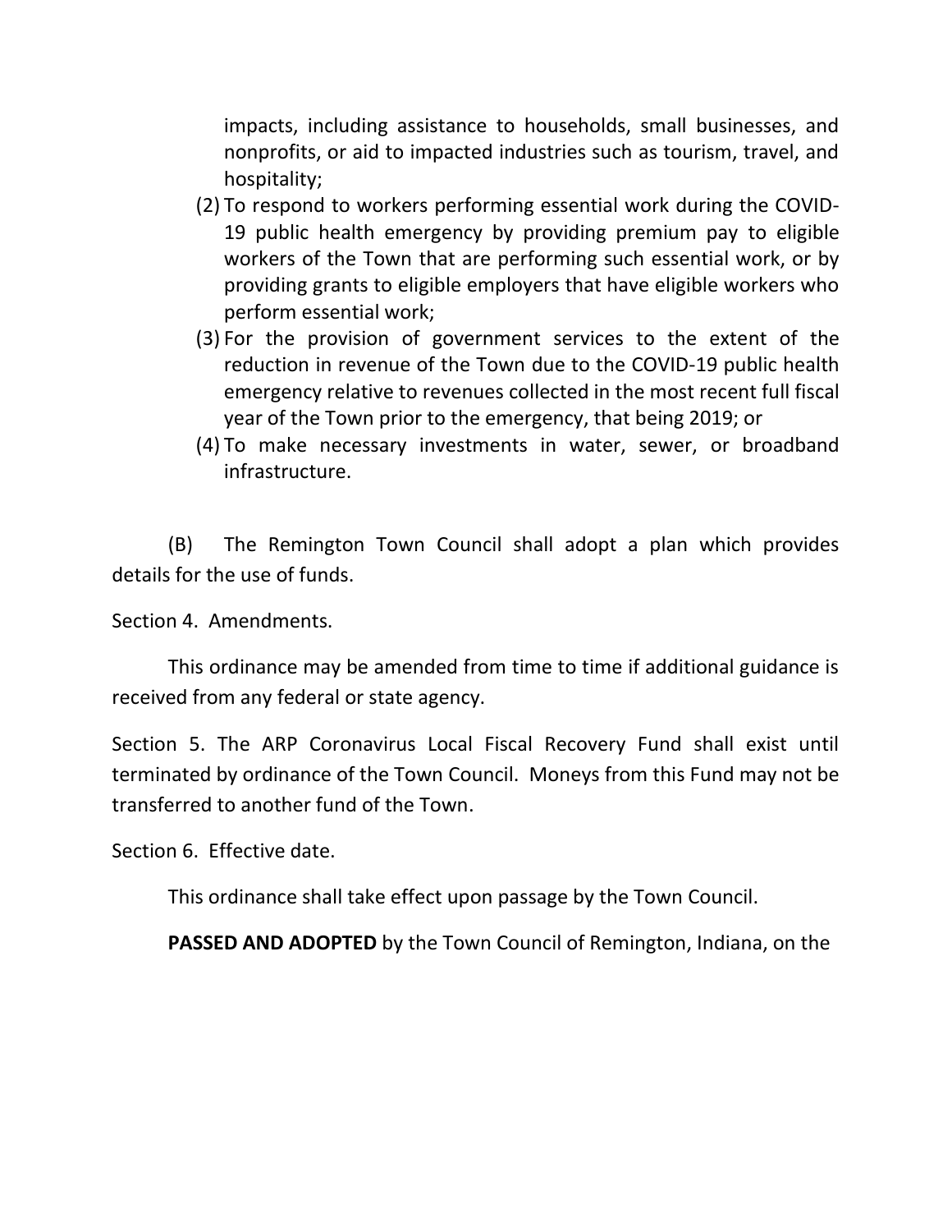impacts, including assistance to households, small businesses, and nonprofits, or aid to impacted industries such as tourism, travel, and hospitality;

(2) To respond to workers performing essential work during the COVID-19 public health emergency by providing premium pay to eligible workers of the Town that are performing such essential work, or by providing grants to eligible employers that have eligible workers who perform essential work;

(3) For the provision of government services to the extent of the reduction in revenue of the Town due to the COVID-19 public health emergency relative to revenues collected in the most recent full fiscal year of the Town prior to the emergency, that being 2019; or

(4) To make necessary investments in water, sewer, or broadband infrastructure.

(B) The Remington Town Council shall adopt a plan which provides details for the use of funds.

Section 4. Amendments.

This ordinance may be amended from time to time if additional guidance is received from any federal or state agency.

Section 5. The ARP Coronavirus Local Fiscal Recovery Fund shall exist until terminated by ordinance of the Town Council. Moneys from this Fund may not be transferred to another fund of the Town.

Section 6. Effective date.

This ordinance shall take effect upon passage by the Town Council.

**PASSED AND ADOPTED** by the Town Council of Remington, Indiana, on the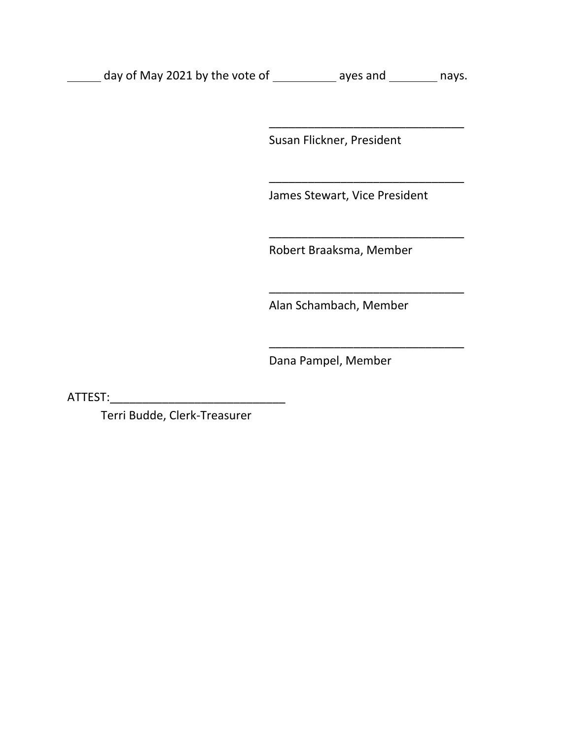_____ day of May 2021 by the vote of __________ ayes and ________ nays.

_______________________________
Susan Flickner, President

_______________________________
James Stewart, Vice President

_______________________________
Robert Braaksma, Member

_______________________________
Alan Schambach, Member

_______________________________
Dana Pampel, Member

ATTEST:___________________________
Terri Budde, Clerk-Treasurer